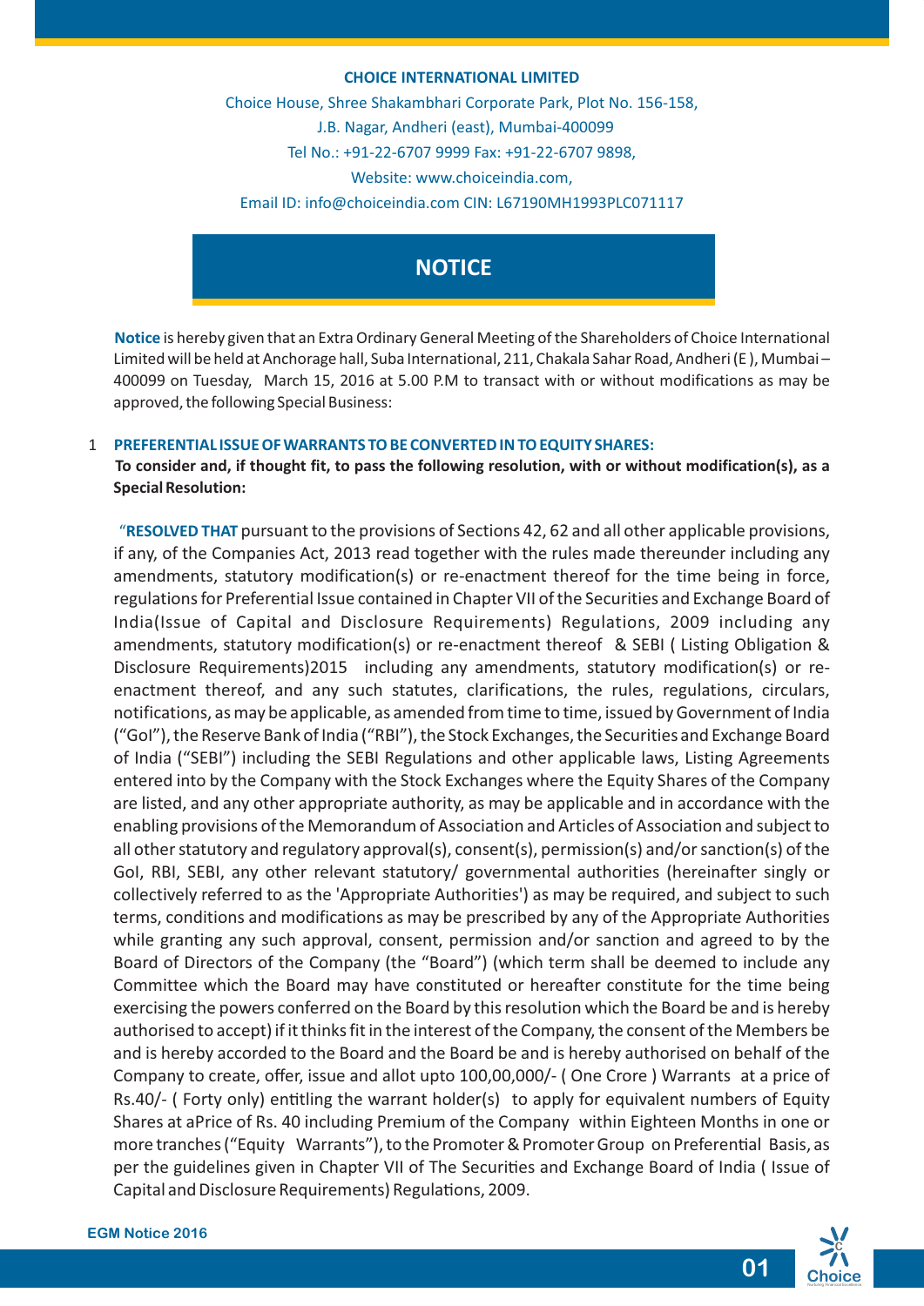**CHOICE INTERNATIONAL LIMITED**

Choice House, Shree Shakambhari Corporate Park, Plot No. 156-158,
J.B. Nagar, Andheri (east), Mumbai-400099
Tel No.: +91-22-6707 9999 Fax: +91-22-6707 9898,
Website: www.choiceindia.com,
Email ID: info@choiceindia.com CIN: L67190MH1993PLC071117

# NOTICE

**Notice** is hereby given that an Extra Ordinary General Meeting of the Shareholders of Choice International Limited will be held at Anchorage hall, Suba International, 211, Chakala Sahar Road, Andheri (E ), Mumbai – 400099 on Tuesday, March 15, 2016 at 5.00 P.M to transact with or without modifications as may be approved, the following Special Business:

1 **PREFERENTIAL ISSUE OF WARRANTS TO BE CONVERTED IN TO EQUITY SHARES:**

**To consider and, if thought fit, to pass the following resolution, with or without modification(s), as a Special Resolution:**

"**RESOLVED THAT** pursuant to the provisions of Sections 42, 62 and all other applicable provisions, if any, of the Companies Act, 2013 read together with the rules made thereunder including any amendments, statutory modification(s) or re-enactment thereof for the time being in force, regulations for Preferential Issue contained in Chapter VII of the Securities and Exchange Board of India(Issue of Capital and Disclosure Requirements) Regulations, 2009 including any amendments, statutory modification(s) or re-enactment thereof & SEBI ( Listing Obligation & Disclosure Requirements)2015 including any amendments, statutory modification(s) or re-enactment thereof, and any such statutes, clarifications, the rules, regulations, circulars, notifications, as may be applicable, as amended from time to time, issued by Government of India ("GoI"), the Reserve Bank of India ("RBI"), the Stock Exchanges, the Securities and Exchange Board of India ("SEBI") including the SEBI Regulations and other applicable laws, Listing Agreements entered into by the Company with the Stock Exchanges where the Equity Shares of the Company are listed, and any other appropriate authority, as may be applicable and in accordance with the enabling provisions of the Memorandum of Association and Articles of Association and subject to all other statutory and regulatory approval(s), consent(s), permission(s) and/or sanction(s) of the GoI, RBI, SEBI, any other relevant statutory/ governmental authorities (hereinafter singly or collectively referred to as the 'Appropriate Authorities') as may be required, and subject to such terms, conditions and modifications as may be prescribed by any of the Appropriate Authorities while granting any such approval, consent, permission and/or sanction and agreed to by the Board of Directors of the Company (the "Board") (which term shall be deemed to include any Committee which the Board may have constituted or hereafter constitute for the time being exercising the powers conferred on the Board by this resolution which the Board be and is hereby authorised to accept) if it thinks fit in the interest of the Company, the consent of the Members be and is hereby accorded to the Board and the Board be and is hereby authorised on behalf of the Company to create, offer, issue and allot upto 100,00,000/- ( One Crore ) Warrants at a price of Rs.40/- ( Forty only) entitling the warrant holder(s) to apply for equivalent numbers of Equity Shares at aPrice of Rs. 40 including Premium of the Company within Eighteen Months in one or more tranches ("Equity Warrants"), to the Promoter & Promoter Group on Preferential Basis, as per the guidelines given in Chapter VII of The Securities and Exchange Board of India ( Issue of Capital and Disclosure Requirements) Regulations, 2009.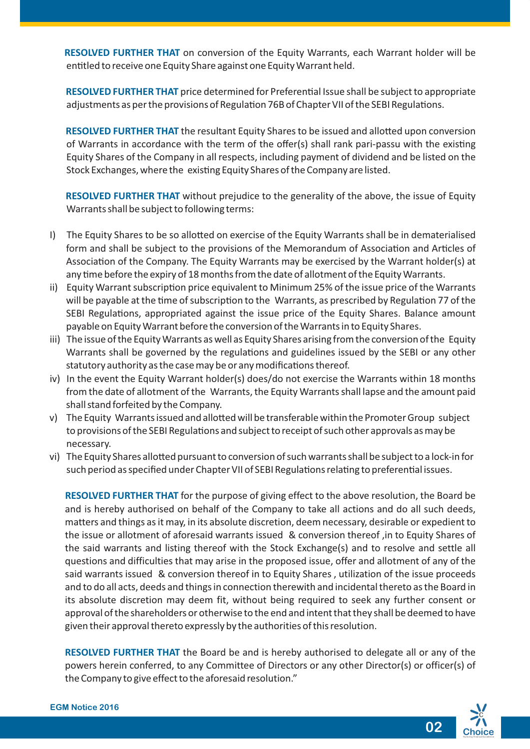**RESOLVED FURTHER THAT** on conversion of the Equity Warrants, each Warrant holder will be entitled to receive one Equity Share against one Equity Warrant held.

**RESOLVED FURTHER THAT** price determined for Preferential Issue shall be subject to appropriate adjustments as per the provisions of Regulation 76B of Chapter VII of the SEBI Regulations.

**RESOLVED FURTHER THAT** the resultant Equity Shares to be issued and allotted upon conversion of Warrants in accordance with the term of the offer(s) shall rank pari-passu with the existing Equity Shares of the Company in all respects, including payment of dividend and be listed on the Stock Exchanges, where the existing Equity Shares of the Company are listed.

**RESOLVED FURTHER THAT** without prejudice to the generality of the above, the issue of Equity Warrants shall be subject to following terms:

I) The Equity Shares to be so allotted on exercise of the Equity Warrants shall be in dematerialised form and shall be subject to the provisions of the Memorandum of Association and Articles of Association of the Company. The Equity Warrants may be exercised by the Warrant holder(s) at any time before the expiry of 18 months from the date of allotment of the Equity Warrants.

ii) Equity Warrant subscription price equivalent to Minimum 25% of the issue price of the Warrants will be payable at the time of subscription to the Warrants, as prescribed by Regulation 77 of the SEBI Regulations, appropriated against the issue price of the Equity Shares. Balance amount payable on Equity Warrant before the conversion of the Warrants in to Equity Shares.

iii) The issue of the Equity Warrants as well as Equity Shares arising from the conversion of the Equity Warrants shall be governed by the regulations and guidelines issued by the SEBI or any other statutory authority as the case may be or any modifications thereof.

iv) In the event the Equity Warrant holder(s) does/do not exercise the Warrants within 18 months from the date of allotment of the Warrants, the Equity Warrants shall lapse and the amount paid shall stand forfeited by the Company.

v) The Equity Warrants issued and allotted will be transferable within the Promoter Group subject to provisions of the SEBI Regulations and subject to receipt of such other approvals as may be necessary.

vi) The Equity Shares allotted pursuant to conversion of such warrants shall be subject to a lock-in for such period as specified under Chapter VII of SEBI Regulations relating to preferential issues.

**RESOLVED FURTHER THAT** for the purpose of giving effect to the above resolution, the Board be and is hereby authorised on behalf of the Company to take all actions and do all such deeds, matters and things as it may, in its absolute discretion, deem necessary, desirable or expedient to the issue or allotment of aforesaid warrants issued & conversion thereof ,in to Equity Shares of the said warrants and listing thereof with the Stock Exchange(s) and to resolve and settle all questions and difficulties that may arise in the proposed issue, offer and allotment of any of the said warrants issued & conversion thereof in to Equity Shares , utilization of the issue proceeds and to do all acts, deeds and things in connection therewith and incidental thereto as the Board in its absolute discretion may deem fit, without being required to seek any further consent or approval of the shareholders or otherwise to the end and intent that they shall be deemed to have given their approval thereto expressly by the authorities of this resolution.

**RESOLVED FURTHER THAT** the Board be and is hereby authorised to delegate all or any of the powers herein conferred, to any Committee of Directors or any other Director(s) or officer(s) of the Company to give effect to the aforesaid resolution."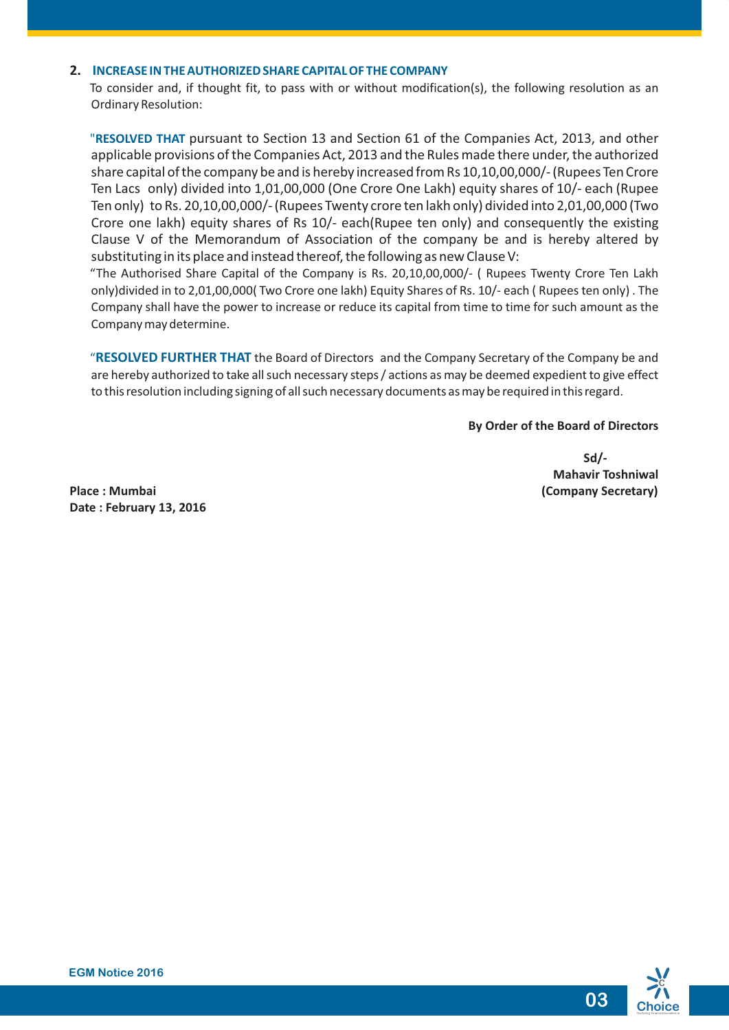## 2. INCREASE IN THE AUTHORIZED SHARE CAPITAL OF THE COMPANY

To consider and, if thought fit, to pass with or without modification(s), the following resolution as an Ordinary Resolution:

"**RESOLVED THAT** pursuant to Section 13 and Section 61 of the Companies Act, 2013, and other applicable provisions of the Companies Act, 2013 and the Rules made there under, the authorized share capital of the company be and is hereby increased from Rs 10,10,00,000/- (Rupees Ten Crore Ten Lacs only) divided into 1,01,00,000 (One Crore One Lakh) equity shares of 10/- each (Rupee Ten only) to Rs. 20,10,00,000/- (Rupees Twenty crore ten lakh only) divided into 2,01,00,000 (Two Crore one lakh) equity shares of Rs 10/- each(Rupee ten only) and consequently the existing Clause V of the Memorandum of Association of the company be and is hereby altered by substituting in its place and instead thereof, the following as new Clause V:

"The Authorised Share Capital of the Company is Rs. 20,10,00,000/- ( Rupees Twenty Crore Ten Lakh only)divided in to 2,01,00,000( Two Crore one lakh) Equity Shares of Rs. 10/- each ( Rupees ten only) . The Company shall have the power to increase or reduce its capital from time to time for such amount as the Company may determine.

"**RESOLVED FURTHER THAT** the Board of Directors and the Company Secretary of the Company be and are hereby authorized to take all such necessary steps / actions as may be deemed expedient to give effect to this resolution including signing of all such necessary documents as may be required in this regard.

**By Order of the Board of Directors**

**Sd/-**
**Mahavir Toshniwal**
**(Company Secretary)**

**Place : Mumbai**
**Date : February 13, 2016**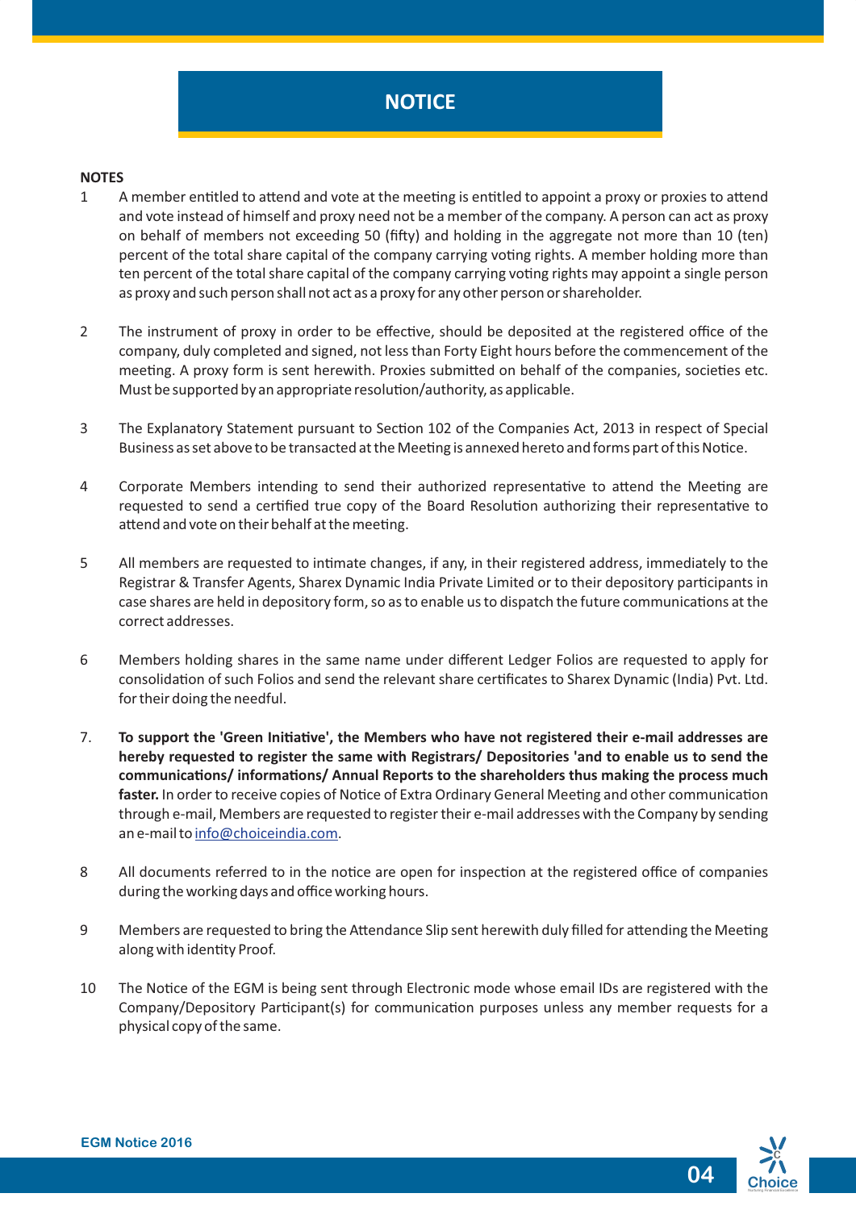# NOTICE

**NOTES**

1. A member entitled to attend and vote at the meeting is entitled to appoint a proxy or proxies to attend and vote instead of himself and proxy need not be a member of the company. A person can act as proxy on behalf of members not exceeding 50 (fifty) and holding in the aggregate not more than 10 (ten) percent of the total share capital of the company carrying voting rights. A member holding more than ten percent of the total share capital of the company carrying voting rights may appoint a single person as proxy and such person shall not act as a proxy for any other person or shareholder.

2. The instrument of proxy in order to be effective, should be deposited at the registered office of the company, duly completed and signed, not less than Forty Eight hours before the commencement of the meeting. A proxy form is sent herewith. Proxies submitted on behalf of the companies, societies etc. Must be supported by an appropriate resolution/authority, as applicable.

3. The Explanatory Statement pursuant to Section 102 of the Companies Act, 2013 in respect of Special Business as set above to be transacted at the Meeting is annexed hereto and forms part of this Notice.

4. Corporate Members intending to send their authorized representative to attend the Meeting are requested to send a certified true copy of the Board Resolution authorizing their representative to attend and vote on their behalf at the meeting.

5. All members are requested to intimate changes, if any, in their registered address, immediately to the Registrar & Transfer Agents, Sharex Dynamic India Private Limited or to their depository participants in case shares are held in depository form, so as to enable us to dispatch the future communications at the correct addresses.

6. Members holding shares in the same name under different Ledger Folios are requested to apply for consolidation of such Folios and send the relevant share certificates to Sharex Dynamic (India) Pvt. Ltd. for their doing the needful.

7. **To support the 'Green Initiative', the Members who have not registered their e-mail addresses are hereby requested to register the same with Registrars/ Depositories 'and to enable us to send the communications/ informations/ Annual Reports to the shareholders thus making the process much faster.** In order to receive copies of Notice of Extra Ordinary General Meeting and other communication through e-mail, Members are requested to register their e-mail addresses with the Company by sending an e-mail to info@choiceindia.com.

8. All documents referred to in the notice are open for inspection at the registered office of companies during the working days and office working hours.

9. Members are requested to bring the Attendance Slip sent herewith duly filled for attending the Meeting along with identity Proof.

10. The Notice of the EGM is being sent through Electronic mode whose email IDs are registered with the Company/Depository Participant(s) for communication purposes unless any member requests for a physical copy of the same.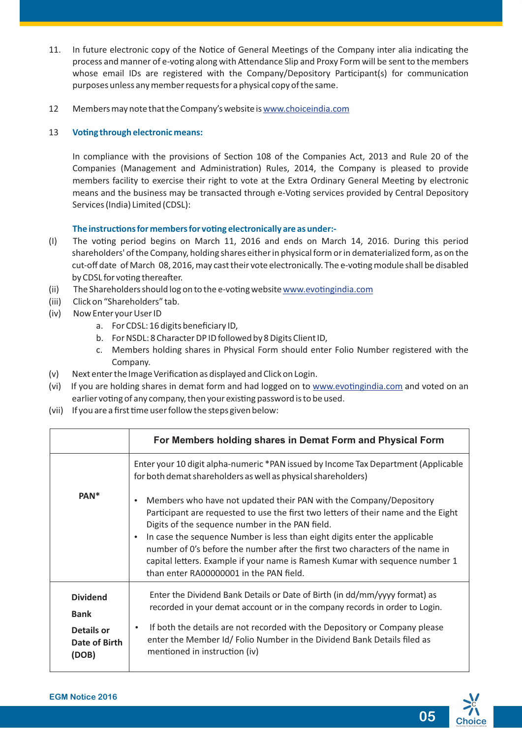11. In future electronic copy of the Notice of General Meetings of the Company inter alia indicating the process and manner of e-voting along with Attendance Slip and Proxy Form will be sent to the members whose email IDs are registered with the Company/Depository Participant(s) for communication purposes unless any member requests for a physical copy of the same.

12 Members may note that the Company's website is www.choiceindia.com

13 **Voting through electronic means:**

In compliance with the provisions of Section 108 of the Companies Act, 2013 and Rule 20 of the Companies (Management and Administration) Rules, 2014, the Company is pleased to provide members facility to exercise their right to vote at the Extra Ordinary General Meeting by electronic means and the business may be transacted through e-Voting services provided by Central Depository Services (India) Limited (CDSL):

**The instructions for members for voting electronically are as under:-**

(I) The voting period begins on March 11, 2016 and ends on March 14, 2016. During this period shareholders' of the Company, holding shares either in physical form or in dematerialized form, as on the cut-off date of March 08, 2016, may cast their vote electronically. The e-voting module shall be disabled by CDSL for voting thereafter.

(ii) The Shareholders should log on to the e-voting website www.evotingindia.com

(iii) Click on "Shareholders" tab.

(iv) Now Enter your User ID

   a. For CDSL: 16 digits beneficiary ID,
   b. For NSDL: 8 Character DP ID followed by 8 Digits Client ID,
   c. Members holding shares in Physical Form should enter Folio Number registered with the Company.

(v) Next enter the Image Verification as displayed and Click on Login.

(vi) If you are holding shares in demat form and had logged on to www.evotingindia.com and voted on an earlier voting of any company, then your existing password is to be used.

(vii) If you are a first time user follow the steps given below:

| | For Members holding shares in Demat Form and Physical Form |
|---|---|
| **PAN*** | Enter your 10 digit alpha-numeric *PAN issued by Income Tax Department (Applicable for both demat shareholders as well as physical shareholders)<br><br>• Members who have not updated their PAN with the Company/Depository Participant are requested to use the first two letters of their name and the Eight Digits of the sequence number in the PAN field.<br>• In case the sequence Number is less than eight digits enter the applicable number of 0's before the number after the first two characters of the name in capital letters. Example if your name is Ramesh Kumar with sequence number 1 than enter RA00000001 in the PAN field. |
| **Dividend Bank Details or Date of Birth (DOB)** | Enter the Dividend Bank Details or Date of Birth (in dd/mm/yyyy format) as recorded in your demat account or in the company records in order to Login.<br><br>• If both the details are not recorded with the Depository or Company please enter the Member Id/ Folio Number in the Dividend Bank Details filed as mentioned in instruction (iv) |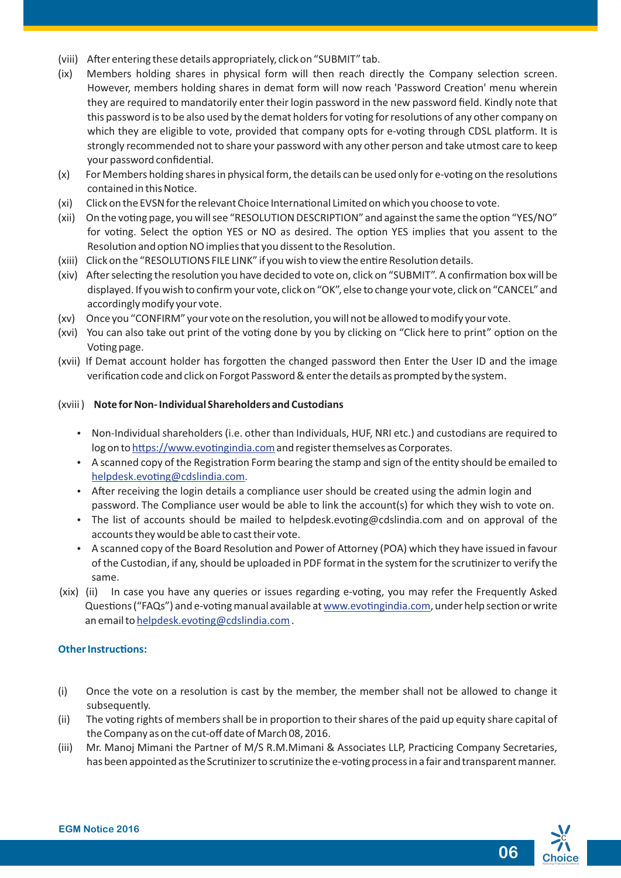(viii) After entering these details appropriately, click on "SUBMIT" tab.

(ix) Members holding shares in physical form will then reach directly the Company selection screen. However, members holding shares in demat form will now reach 'Password Creation' menu wherein they are required to mandatorily enter their login password in the new password field. Kindly note that this password is to be also used by the demat holders for voting for resolutions of any other company on which they are eligible to vote, provided that company opts for e-voting through CDSL platform. It is strongly recommended not to share your password with any other person and take utmost care to keep your password confidential.

(x) For Members holding shares in physical form, the details can be used only for e-voting on the resolutions contained in this Notice.

(xi) Click on the EVSN for the relevant Choice International Limited on which you choose to vote.

(xii) On the voting page, you will see "RESOLUTION DESCRIPTION" and against the same the option "YES/NO" for voting. Select the option YES or NO as desired. The option YES implies that you assent to the Resolution and option NO implies that you dissent to the Resolution.

(xiii) Click on the "RESOLUTIONS FILE LINK" if you wish to view the entire Resolution details.

(xiv) After selecting the resolution you have decided to vote on, click on "SUBMIT". A confirmation box will be displayed. If you wish to confirm your vote, click on "OK", else to change your vote, click on "CANCEL" and accordingly modify your vote.

(xv) Once you "CONFIRM" your vote on the resolution, you will not be allowed to modify your vote.

(xvi) You can also take out print of the voting done by you by clicking on "Click here to print" option on the Voting page.

(xvii) If Demat account holder has forgotten the changed password then Enter the User ID and the image verification code and click on Forgot Password & enter the details as prompted by the system.

(xviii) **Note for Non- Individual Shareholders and Custodians**

- Non-Individual shareholders (i.e. other than Individuals, HUF, NRI etc.) and custodians are required to log on to https://www.evotingindia.com and register themselves as Corporates.
- A scanned copy of the Registration Form bearing the stamp and sign of the entity should be emailed to helpdesk.evoting@cdslindia.com.
- After receiving the login details a compliance user should be created using the admin login and password. The Compliance user would be able to link the account(s) for which they wish to vote on.
- The list of accounts should be mailed to helpdesk.evoting@cdslindia.com and on approval of the accounts they would be able to cast their vote.
- A scanned copy of the Board Resolution and Power of Attorney (POA) which they have issued in favour of the Custodian, if any, should be uploaded in PDF format in the system for the scrutinizer to verify the same.

(xix) (ii) In case you have any queries or issues regarding e-voting, you may refer the Frequently Asked Questions ("FAQs") and e-voting manual available at www.evotingindia.com, under help section or write an email to helpdesk.evoting@cdslindia.com .

### Other Instructions:

(i) Once the vote on a resolution is cast by the member, the member shall not be allowed to change it subsequently.

(ii) The voting rights of members shall be in proportion to their shares of the paid up equity share capital of the Company as on the cut-off date of March 08, 2016.

(iii) Mr. Manoj Mimani the Partner of M/S R.M.Mimani & Associates LLP, Practicing Company Secretaries, has been appointed as the Scrutinizer to scrutinize the e-voting process in a fair and transparent manner.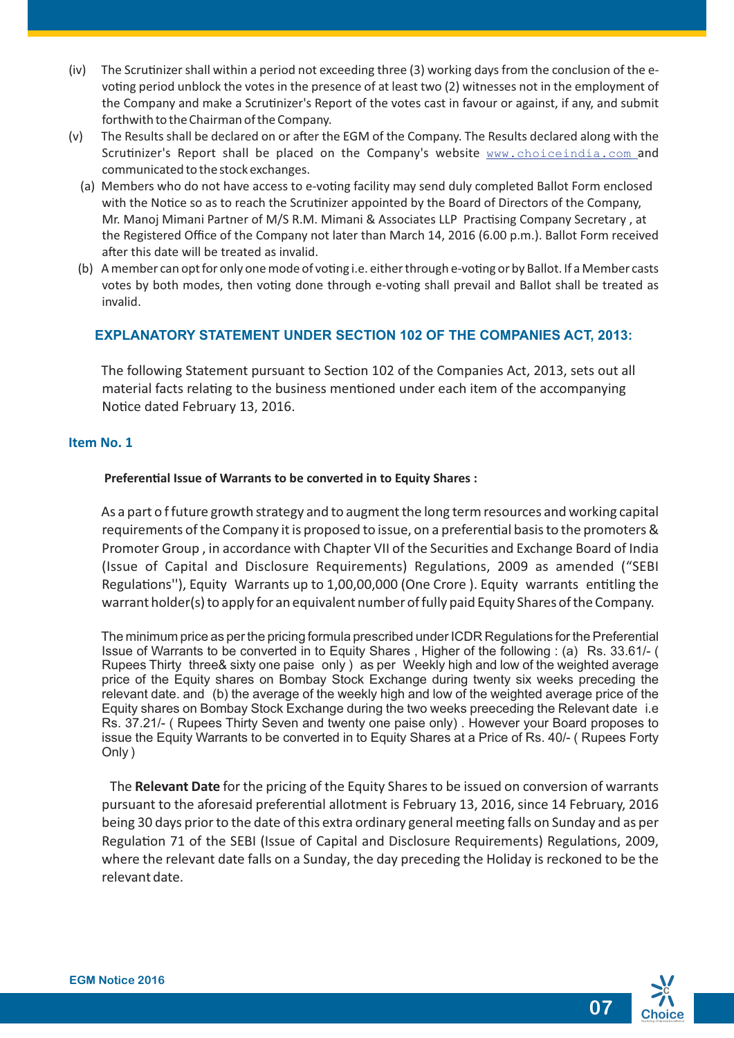(iv) The Scrutinizer shall within a period not exceeding three (3) working days from the conclusion of the e-voting period unblock the votes in the presence of at least two (2) witnesses not in the employment of the Company and make a Scrutinizer's Report of the votes cast in favour or against, if any, and submit forthwith to the Chairman of the Company.

(v) The Results shall be declared on or after the EGM of the Company. The Results declared along with the Scrutinizer's Report shall be placed on the Company's website www.choiceindia.com and communicated to the stock exchanges.

(a) Members who do not have access to e-voting facility may send duly completed Ballot Form enclosed with the Notice so as to reach the Scrutinizer appointed by the Board of Directors of the Company, Mr. Manoj Mimani Partner of M/S R.M. Mimani & Associates LLP Practising Company Secretary , at the Registered Office of the Company not later than March 14, 2016 (6.00 p.m.). Ballot Form received after this date will be treated as invalid.

(b) A member can opt for only one mode of voting i.e. either through e-voting or by Ballot. If a Member casts votes by both modes, then voting done through e-voting shall prevail and Ballot shall be treated as invalid.

## EXPLANATORY STATEMENT UNDER SECTION 102 OF THE COMPANIES ACT, 2013:

The following Statement pursuant to Section 102 of the Companies Act, 2013, sets out all material facts relating to the business mentioned under each item of the accompanying Notice dated February 13, 2016.

### Item No. 1

**Preferential Issue of Warrants to be converted in to Equity Shares :**

As a part o f future growth strategy and to augment the long term resources and working capital requirements of the Company it is proposed to issue, on a preferential basis to the promoters & Promoter Group , in accordance with Chapter VII of the Securities and Exchange Board of India (Issue of Capital and Disclosure Requirements) Regulations, 2009 as amended ("SEBI Regulations''), Equity Warrants up to 1,00,00,000 (One Crore ). Equity warrants entitling the warrant holder(s) to apply for an equivalent number of fully paid Equity Shares of the Company.

The minimum price as per the pricing formula prescribed under ICDR Regulations for the Preferential Issue of Warrants to be converted in to Equity Shares , Higher of the following : (a) Rs. 33.61/- ( Rupees Thirty three& sixty one paise only ) as per Weekly high and low of the weighted average price of the Equity shares on Bombay Stock Exchange during twenty six weeks preceding the relevant date. and (b) the average of the weekly high and low of the weighted average price of the Equity shares on Bombay Stock Exchange during the two weeks preeceding the Relevant date i.e Rs. 37.21/- ( Rupees Thirty Seven and twenty one paise only) . However your Board proposes to issue the Equity Warrants to be converted in to Equity Shares at a Price of Rs. 40/- ( Rupees Forty Only )

The **Relevant Date** for the pricing of the Equity Shares to be issued on conversion of warrants pursuant to the aforesaid preferential allotment is February 13, 2016, since 14 February, 2016 being 30 days prior to the date of this extra ordinary general meeting falls on Sunday and as per Regulation 71 of the SEBI (Issue of Capital and Disclosure Requirements) Regulations, 2009, where the relevant date falls on a Sunday, the day preceding the Holiday is reckoned to be the relevant date.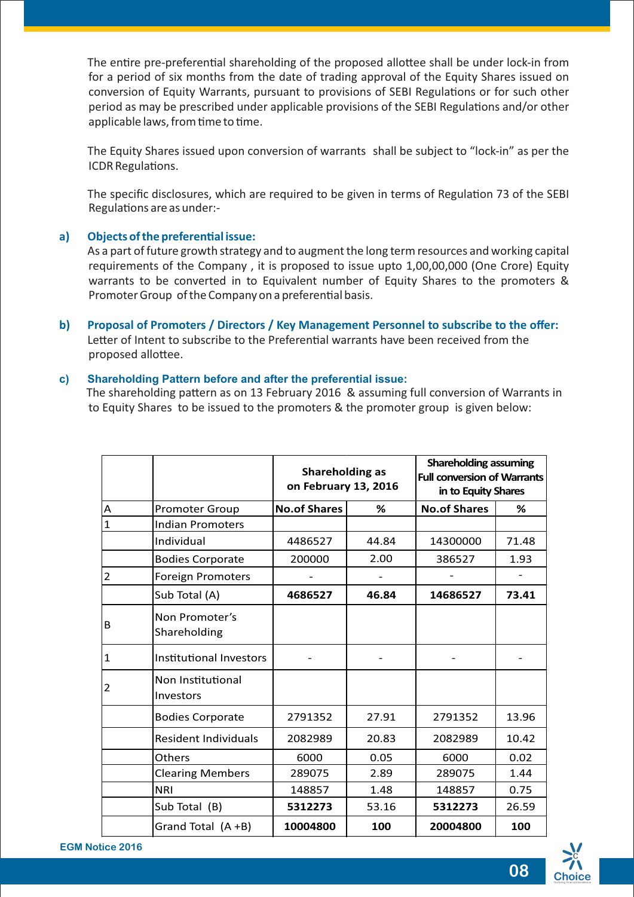The entire pre-preferential shareholding of the proposed allottee shall be under lock-in from for a period of six months from the date of trading approval of the Equity Shares issued on conversion of Equity Warrants, pursuant to provisions of SEBI Regulations or for such other period as may be prescribed under applicable provisions of the SEBI Regulations and/or other applicable laws, from time to time.

The Equity Shares issued upon conversion of warrants shall be subject to "lock-in" as per the ICDR Regulations.

The specific disclosures, which are required to be given in terms of Regulation 73 of the SEBI Regulations are as under:-

**a) Objects of the preferential issue:**

As a part of future growth strategy and to augment the long term resources and working capital requirements of the Company , it is proposed to issue upto 1,00,00,000 (One Crore) Equity warrants to be converted in to Equivalent number of Equity Shares to the promoters & Promoter Group of the Company on a preferential basis.

**b) Proposal of Promoters / Directors / Key Management Personnel to subscribe to the offer:**

Letter of Intent to subscribe to the Preferential warrants have been received from the proposed allottee.

**c) Shareholding Pattern before and after the preferential issue:**

The shareholding pattern as on 13 February 2016 & assuming full conversion of Warrants in to Equity Shares to be issued to the promoters & the promoter group is given below:

| | | Shareholding as on February 13, 2016 | | Shareholding assuming Full conversion of Warrants in to Equity Shares | |
|---|---|---|---|---|---|
| A | Promoter Group | **No.of Shares** | **%** | **No.of Shares** | **%** |
| 1 | Indian Promoters | | | | |
| | Individual | 4486527 | 44.84 | 14300000 | 71.48 |
| | Bodies Corporate | 200000 | 2.00 | 386527 | 1.93 |
| 2 | Foreign Promoters | - | - | - | - |
| | Sub Total (A) | **4686527** | **46.84** | **14686527** | **73.41** |
| B | Non Promoter's Shareholding | | | | |
| 1 | Institutional Investors | - | - | - | - |
| 2 | Non Institutional Investors | | | | |
| | Bodies Corporate | 2791352 | 27.91 | 2791352 | 13.96 |
| | Resident Individuals | 2082989 | 20.83 | 2082989 | 10.42 |
| | Others | 6000 | 0.05 | 6000 | 0.02 |
| | Clearing Members | 289075 | 2.89 | 289075 | 1.44 |
| | NRI | 148857 | 1.48 | 148857 | 0.75 |
| | Sub Total (B) | **5312273** | 53.16 | **5312273** | 26.59 |
| | Grand Total (A +B) | **10004800** | **100** | **20004800** | **100** |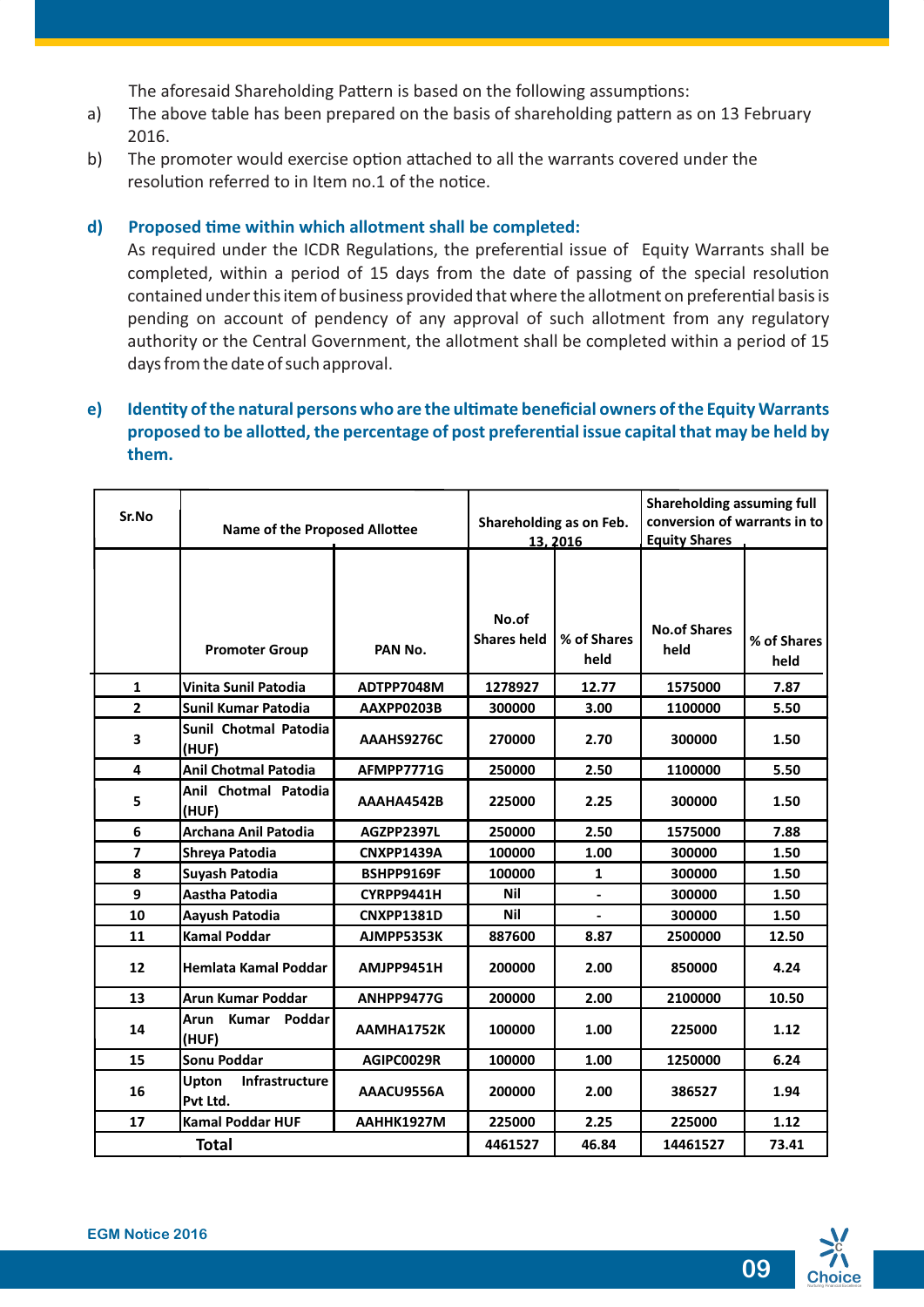The aforesaid Shareholding Pattern is based on the following assumptions:

a) The above table has been prepared on the basis of shareholding pattern as on 13 February 2016.

b) The promoter would exercise option attached to all the warrants covered under the resolution referred to in Item no.1 of the notice.

**d) Proposed time within which allotment shall be completed:**

As required under the ICDR Regulations, the preferential issue of Equity Warrants shall be completed, within a period of 15 days from the date of passing of the special resolution contained under this item of business provided that where the allotment on preferential basis is pending on account of pendency of any approval of such allotment from any regulatory authority or the Central Government, the allotment shall be completed within a period of 15 days from the date of such approval.

**e) Identity of the natural persons who are the ultimate beneficial owners of the Equity Warrants proposed to be allotted, the percentage of post preferential issue capital that may be held by them.**

| Sr.No | Name of the Proposed Allottee | | Shareholding as on Feb. 13, 2016 | | Shareholding assuming full conversion of warrants in to Equity Shares | |
|---|---|---|---|---|---|---|
| | Promoter Group | PAN No. | No.of Shares held | % of Shares held | No.of Shares held | % of Shares held |
| 1 | Vinita Sunil Patodia | ADTPP7048M | 1278927 | 12.77 | 1575000 | 7.87 |
| 2 | Sunil Kumar Patodia | AAXPP0203B | 300000 | 3.00 | 1100000 | 5.50 |
| 3 | Sunil Chotmal Patodia (HUF) | AAAHS9276C | 270000 | 2.70 | 300000 | 1.50 |
| 4 | Anil Chotmal Patodia | AFMPP7771G | 250000 | 2.50 | 1100000 | 5.50 |
| 5 | Anil Chotmal Patodia (HUF) | AAAHA4542B | 225000 | 2.25 | 300000 | 1.50 |
| 6 | Archana Anil Patodia | AGZPP2397L | 250000 | 2.50 | 1575000 | 7.88 |
| 7 | Shreya Patodia | CNXPP1439A | 100000 | 1.00 | 300000 | 1.50 |
| 8 | Suyash Patodia | BSHPP9169F | 100000 | 1 | 300000 | 1.50 |
| 9 | Aastha Patodia | CYRPP9441H | Nil | - | 300000 | 1.50 |
| 10 | Aayush Patodia | CNXPP1381D | Nil | - | 300000 | 1.50 |
| 11 | Kamal Poddar | AJMPP5353K | 887600 | 8.87 | 2500000 | 12.50 |
| 12 | Hemlata Kamal Poddar | AMJPP9451H | 200000 | 2.00 | 850000 | 4.24 |
| 13 | Arun Kumar Poddar | ANHPP9477G | 200000 | 2.00 | 2100000 | 10.50 |
| 14 | Arun Kumar Poddar (HUF) | AAMHA1752K | 100000 | 1.00 | 225000 | 1.12 |
| 15 | Sonu Poddar | AGIPC0029R | 100000 | 1.00 | 1250000 | 6.24 |
| 16 | Upton Infrastructure Pvt Ltd. | AAACU9556A | 200000 | 2.00 | 386527 | 1.94 |
| 17 | Kamal Poddar HUF | AAHHK1927M | 225000 | 2.25 | 225000 | 1.12 |
| | **Total** | | 4461527 | 46.84 | 14461527 | 73.41 |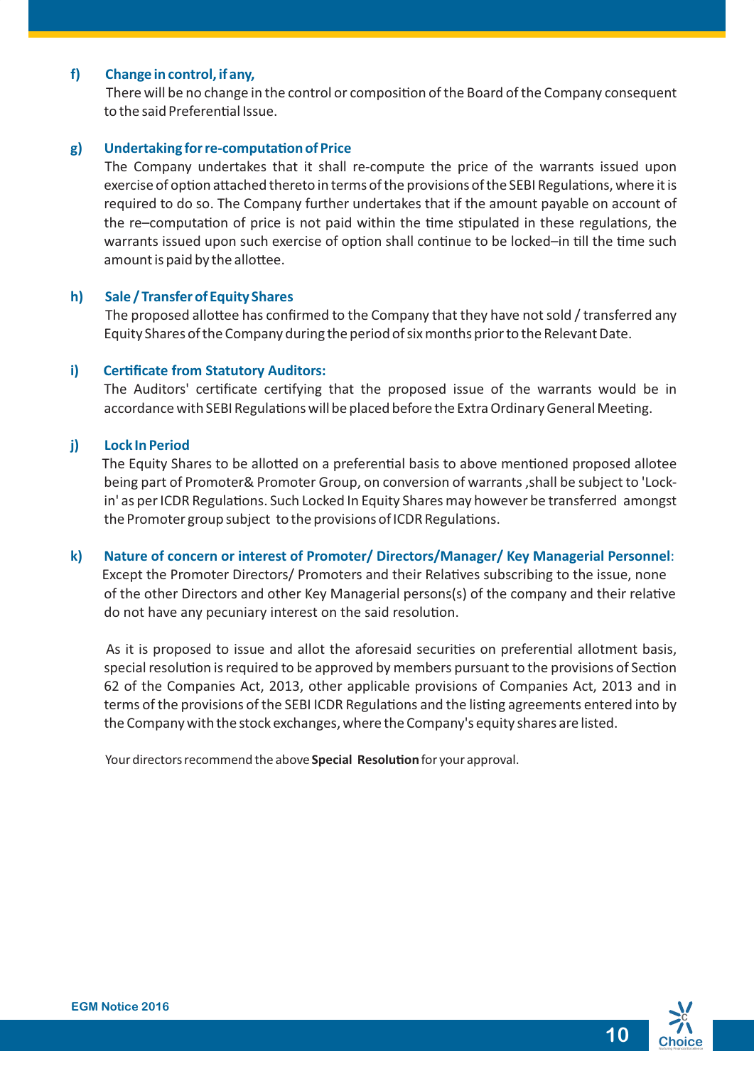**f) Change in control, if any,**

There will be no change in the control or composition of the Board of the Company consequent to the said Preferential Issue.

**g) Undertaking for re-computation of Price**

The Company undertakes that it shall re-compute the price of the warrants issued upon exercise of option attached thereto in terms of the provisions of the SEBI Regulations, where it is required to do so. The Company further undertakes that if the amount payable on account of the re–computation of price is not paid within the time stipulated in these regulations, the warrants issued upon such exercise of option shall continue to be locked–in till the time such amount is paid by the allottee.

**h) Sale / Transfer of Equity Shares**

The proposed allottee has confirmed to the Company that they have not sold / transferred any Equity Shares of the Company during the period of six months prior to the Relevant Date.

**i) Certificate from Statutory Auditors:**

The Auditors' certificate certifying that the proposed issue of the warrants would be in accordance with SEBI Regulations will be placed before the Extra Ordinary General Meeting.

**j) Lock In Period**

The Equity Shares to be allotted on a preferential basis to above mentioned proposed allotee being part of Promoter& Promoter Group, on conversion of warrants ,shall be subject to 'Lock-in' as per ICDR Regulations. Such Locked In Equity Shares may however be transferred amongst the Promoter group subject to the provisions of ICDR Regulations.

**k) Nature of concern or interest of Promoter/ Directors/Manager/ Key Managerial Personnel:**

Except the Promoter Directors/ Promoters and their Relatives subscribing to the issue, none of the other Directors and other Key Managerial persons(s) of the company and their relative do not have any pecuniary interest on the said resolution.

As it is proposed to issue and allot the aforesaid securities on preferential allotment basis, special resolution is required to be approved by members pursuant to the provisions of Section 62 of the Companies Act, 2013, other applicable provisions of Companies Act, 2013 and in terms of the provisions of the SEBI ICDR Regulations and the listing agreements entered into by the Company with the stock exchanges, where the Company's equity shares are listed.

Your directors recommend the above **Special Resolution** for your approval.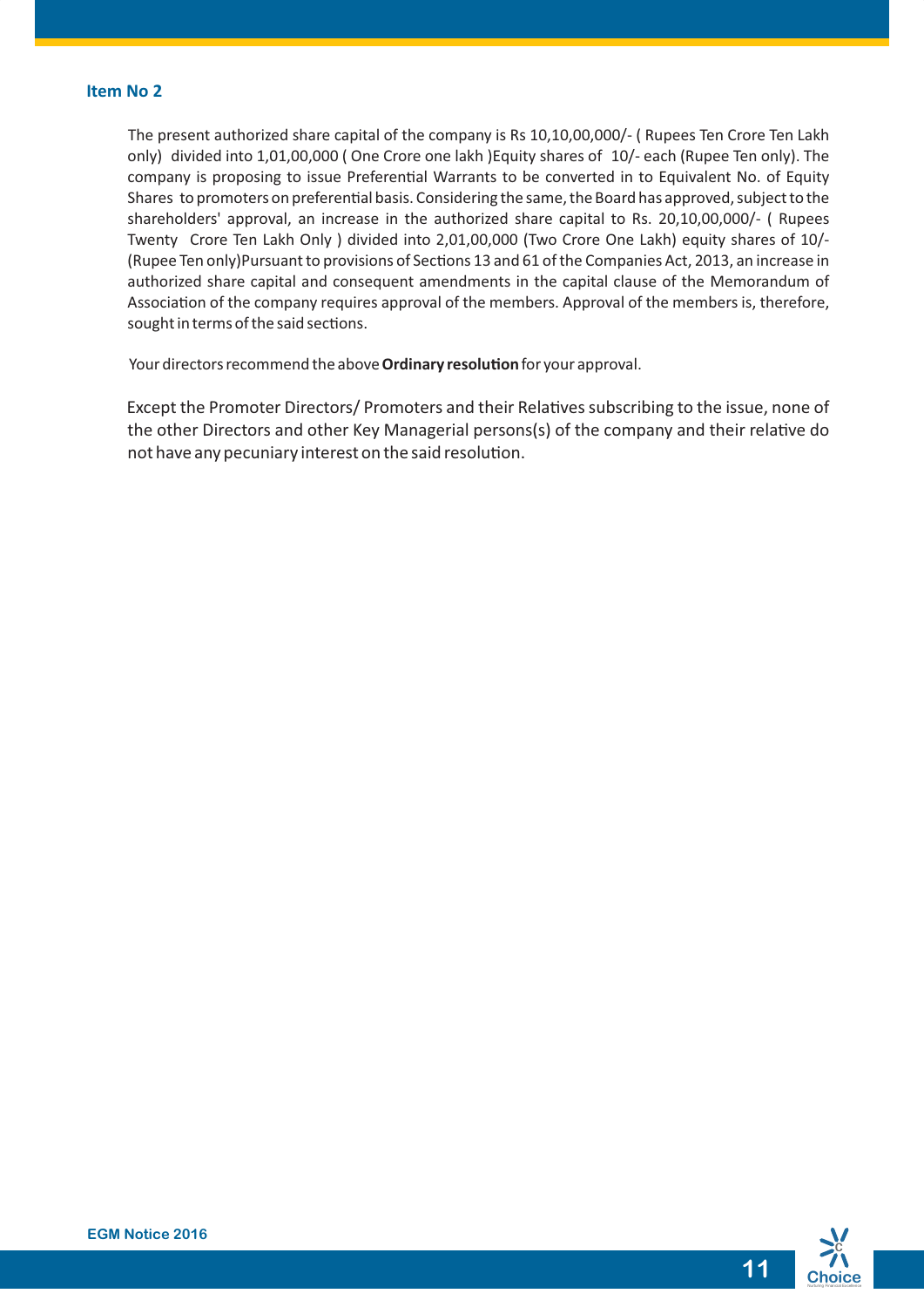**Item No 2**

The present authorized share capital of the company is Rs 10,10,00,000/- ( Rupees Ten Crore Ten Lakh only) divided into 1,01,00,000 ( One Crore one lakh )Equity shares of 10/- each (Rupee Ten only). The company is proposing to issue Preferential Warrants to be converted in to Equivalent No. of Equity Shares to promoters on preferential basis. Considering the same, the Board has approved, subject to the shareholders' approval, an increase in the authorized share capital to Rs. 20,10,00,000/- ( Rupees Twenty Crore Ten Lakh Only ) divided into 2,01,00,000 (Two Crore One Lakh) equity shares of 10/- (Rupee Ten only)Pursuant to provisions of Sections 13 and 61 of the Companies Act, 2013, an increase in authorized share capital and consequent amendments in the capital clause of the Memorandum of Association of the company requires approval of the members. Approval of the members is, therefore, sought in terms of the said sections.

Your directors recommend the above **Ordinary resolution** for your approval.

Except the Promoter Directors/ Promoters and their Relatives subscribing to the issue, none of the other Directors and other Key Managerial persons(s) of the company and their relative do not have any pecuniary interest on the said resolution.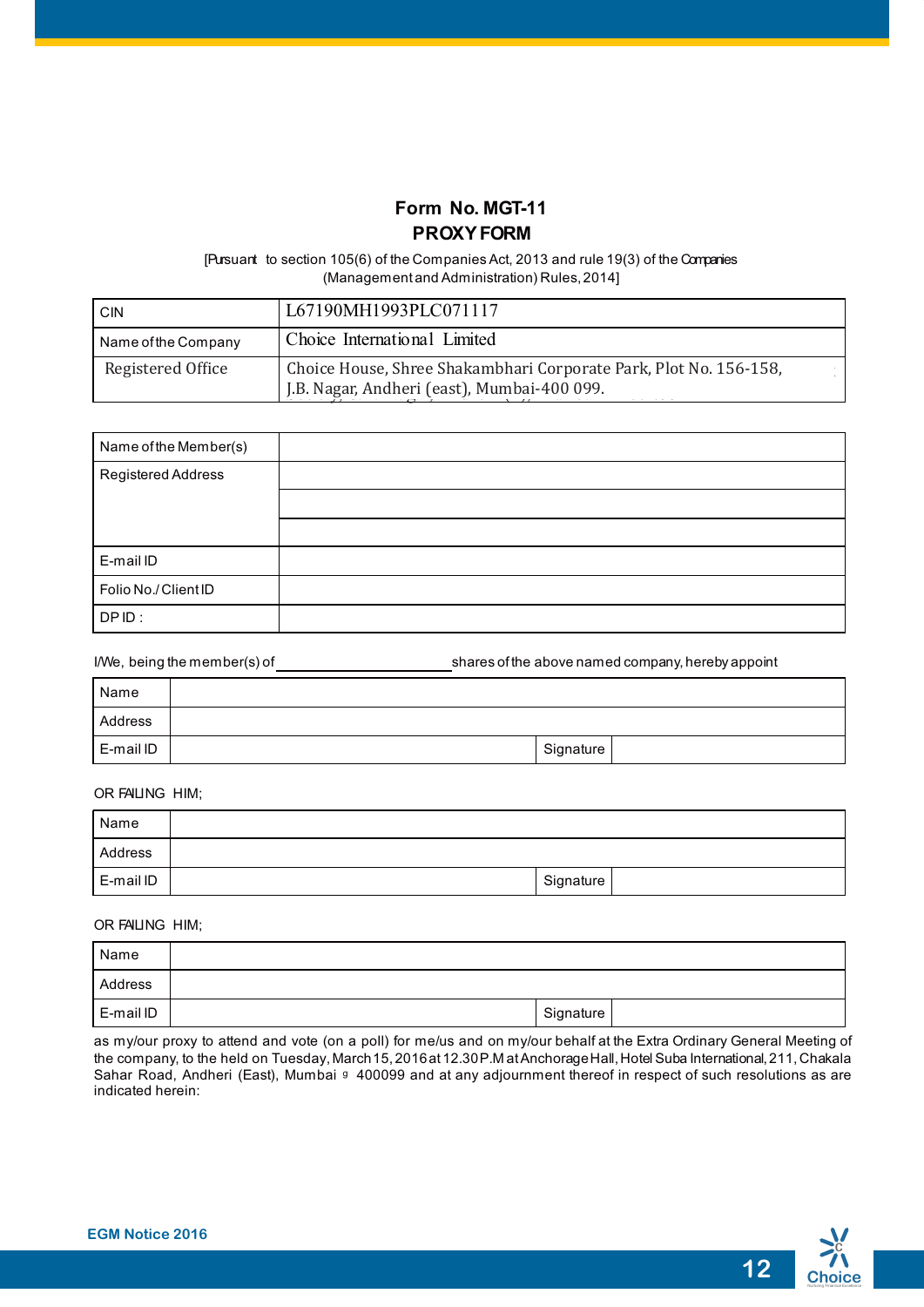## Form No. MGT-11

## PROXY FORM

[Pursuant to section 105(6) of the Companies Act, 2013 and rule 19(3) of the Companies (Management and Administration) Rules, 2014]

| | |
|---|---|
| CIN | L67190MH1993PLC071117 |
| Name of the Company | Choice International Limited |
| Registered Office | Choice House, Shree Shakambhari Corporate Park, Plot No. 156-158, J.B. Nagar, Andheri (east), Mumbai-400 099. |

| | |
|---|---|
| Name of the Member(s) | |
| Registered Address | |
| | |
| | |
| E-mail ID | |
| Folio No./Client ID | |
| DP ID : | |

I/We, being the member(s) of ____________________ shares of the above named company, hereby appoint

| | | | |
|---|---|---|---|
| Name | | | |
| Address | | | |
| E-mail ID | | Signature | |

OR FAILING HIM;

| | | | |
|---|---|---|---|
| Name | | | |
| Address | | | |
| E-mail ID | | Signature | |

OR FAILING HIM;

| | | | |
|---|---|---|---|
| Name | | | |
| Address | | | |
| E-mail ID | | Signature | |

as my/our proxy to attend and vote (on a poll) for me/us and on my/our behalf at the Extra Ordinary General Meeting of the company, to the held on Tuesday, March 15, 2016 at 12.30 P.M at Anchorage Hall, Hotel Suba International, 211, Chakala Sahar Road, Andheri (East), Mumbai - 400099 and at any adjournment thereof in respect of such resolutions as are indicated herein: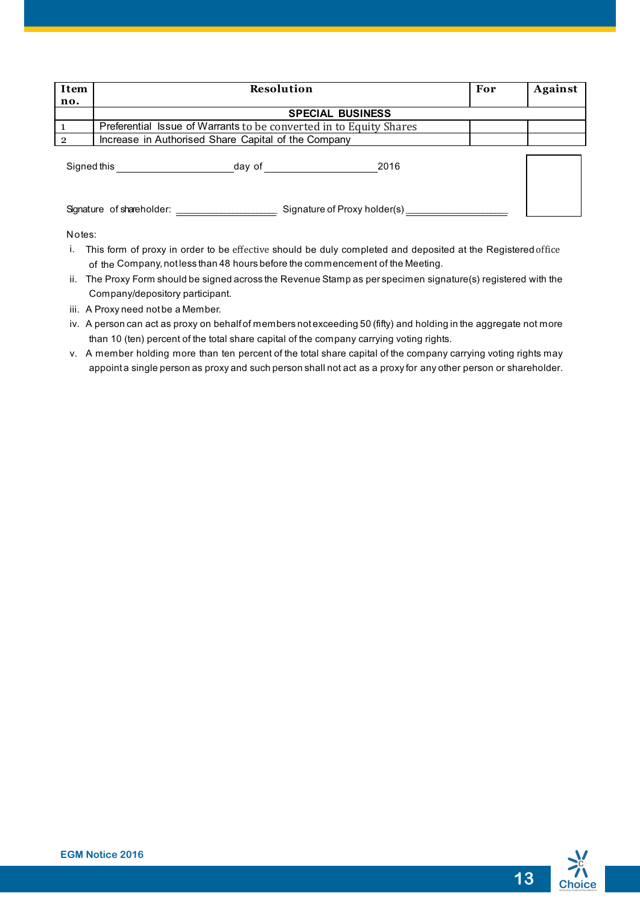| Item no. | Resolution | For | Against |
|---|---|---|---|
| | **SPECIAL BUSINESS** | | |
| 1 | Preferential Issue of Warrants to be converted in to Equity Shares | | |
| 2 | Increase in Authorised Share Capital of the Company | | |

Signed this ____________________ day of ____________________ 2016

Signature of shareholder: ____________________ Signature of Proxy holder(s) ____________________

Notes:

i. This form of proxy in order to be effective should be duly completed and deposited at the Registered office of the Company, not less than 48 hours before the commencement of the Meeting.

ii. The Proxy Form should be signed across the Revenue Stamp as per specimen signature(s) registered with the Company/depository participant.

iii. A Proxy need not be a Member.

iv. A person can act as proxy on behalf of members not exceeding 50 (fifty) and holding in the aggregate not more than 10 (ten) percent of the total share capital of the company carrying voting rights.

v. A member holding more than ten percent of the total share capital of the company carrying voting rights may appoint a single person as proxy and such person shall not act as a proxy for any other person or shareholder.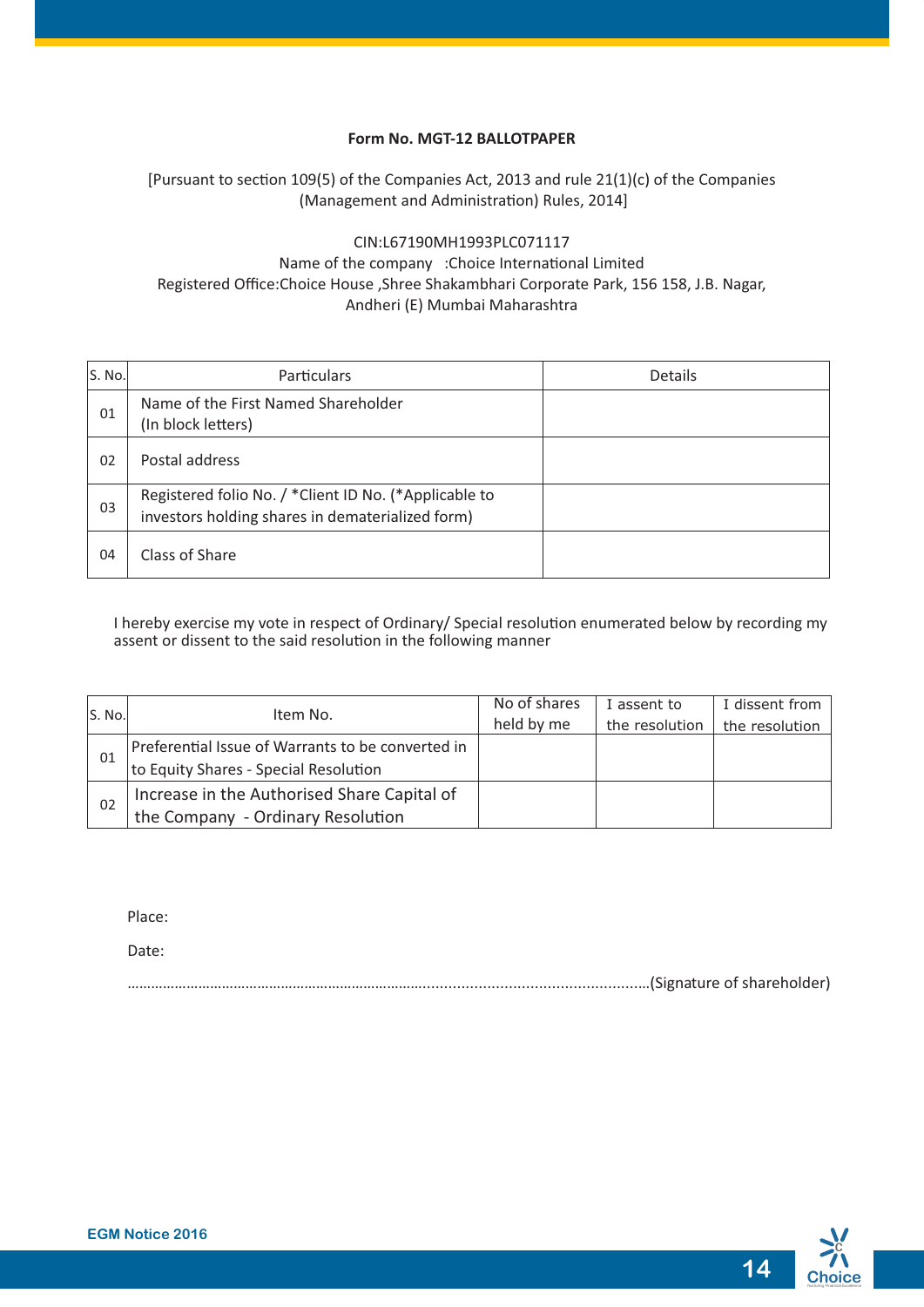**Form No. MGT-12 BALLOTPAPER**

[Pursuant to section 109(5) of the Companies Act, 2013 and rule 21(1)(c) of the Companies (Management and Administration) Rules, 2014]

CIN:L67190MH1993PLC071117
Name of the company :Choice International Limited
Registered Office:Choice House ,Shree Shakambhari Corporate Park, 156 158, J.B. Nagar, Andheri (E) Mumbai Maharashtra

| S. No. | Particulars | Details |
|---|---|---|
| 01 | Name of the First Named Shareholder (In block letters) | |
| 02 | Postal address | |
| 03 | Registered folio No. / *Client ID No. (*Applicable to investors holding shares in dematerialized form) | |
| 04 | Class of Share | |

I hereby exercise my vote in respect of Ordinary/ Special resolution enumerated below by recording my assent or dissent to the said resolution in the following manner

| S. No. | Item No. | No of shares held by me | I assent to the resolution | I dissent from the resolution |
|---|---|---|---|---|
| 01 | Preferential Issue of Warrants to be converted in to Equity Shares - Special Resolution | | | |
| 02 | Increase in the Authorised Share Capital of the Company - Ordinary Resolution | | | |

Place:

Date:

……………………………………………………………………………………………………………(Signature of shareholder)

EGM Notice 2016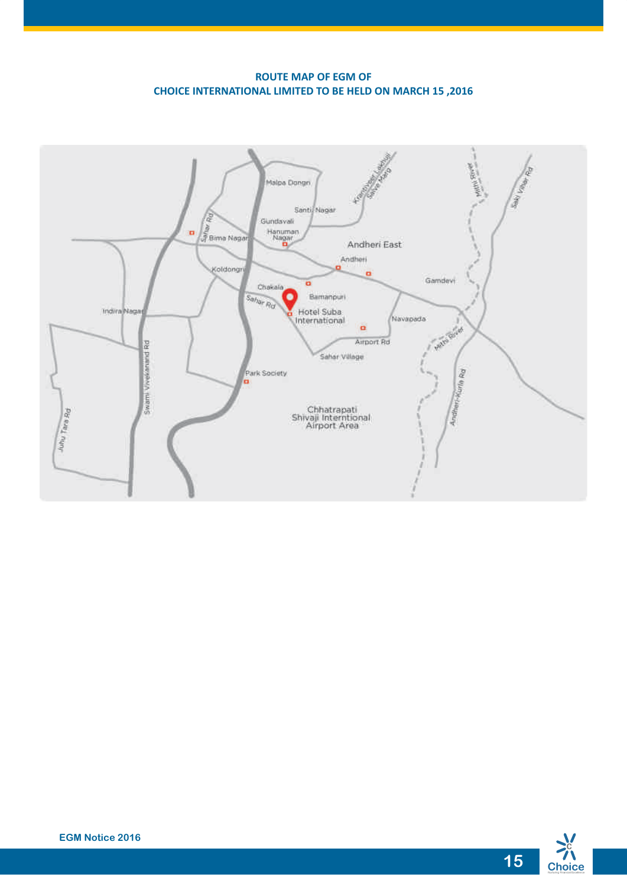**ROUTE MAP OF EGM OF**

**CHOICE INTERNATIONAL LIMITED TO BE HELD ON MARCH 15 ,2016**

Malpa Dongri

Santi Nagar

Krantiveer Lakhuji Salve Marg

Mithi River

Saki Vihar Rd

Sahar Rd

Gundavali

Hanuman Nagar

Bima Nagar

Andheri East

Andheri

Koldongri

Gamdevi

Chakala

Bamanpuri

Sahar Rd

Hotel Suba International

Indira Nagar

Navapada

Mithi River

Airport Rd

Sahar Village

Swami Vivekanand Rd

Park Society

Andheri-Kurla Rd

Juhu Tara Rd

Chhatrapati Shivaji Interntional Airport Area

EGM Notice 2016